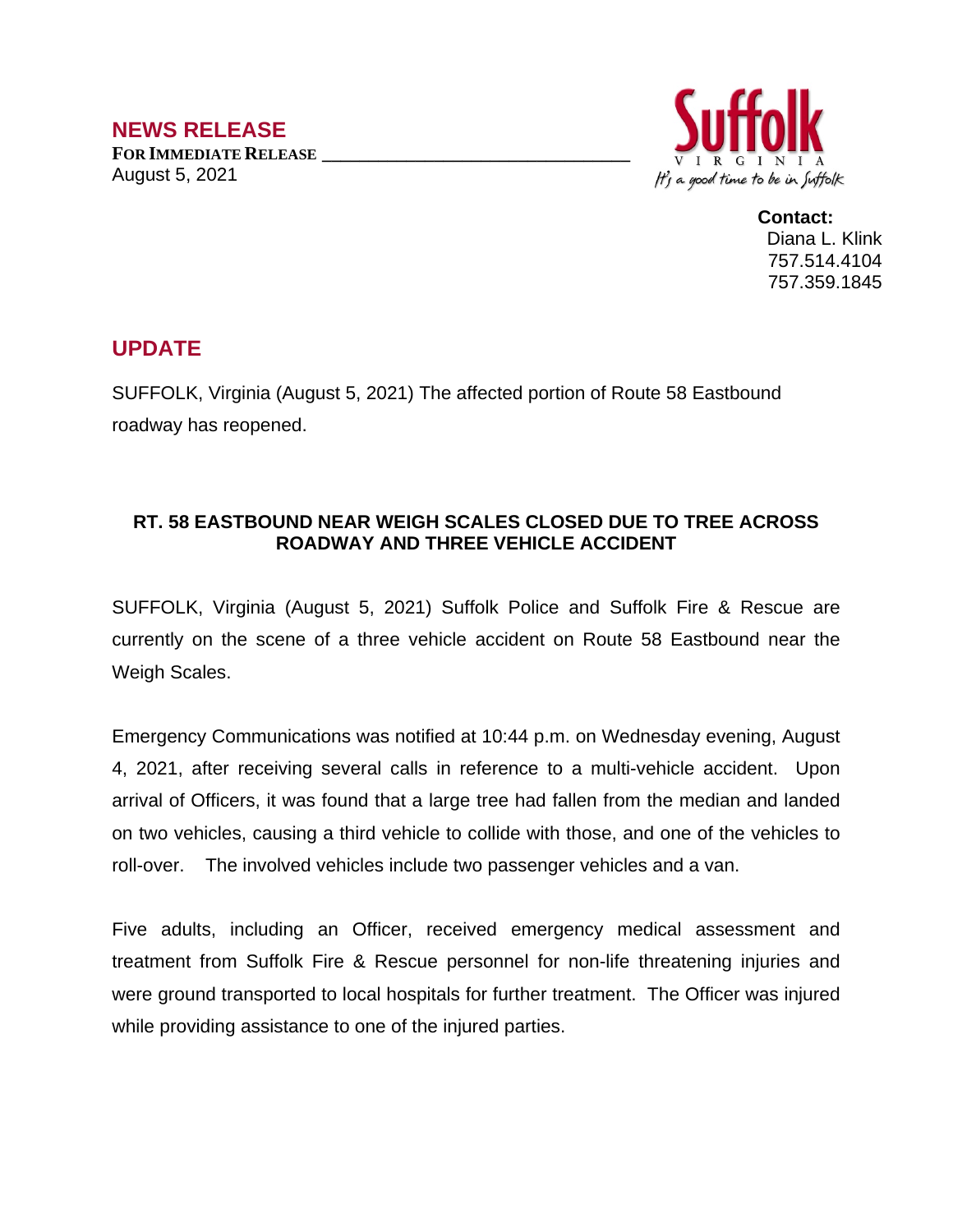## NEWS RELEASE

**FOR IMMEDIATE RELEASE**

August 5, 2021

Suffolk
VIRGINIA
It's a good time to be in Suffolk

**Contact:**
Diana L. Klink
757.514.4104
757.359.1845

## UPDATE

SUFFOLK, Virginia (August 5, 2021) The affected portion of Route 58 Eastbound roadway has reopened.

### RT. 58 EASTBOUND NEAR WEIGH SCALES CLOSED DUE TO TREE ACROSS ROADWAY AND THREE VEHICLE ACCIDENT

SUFFOLK, Virginia (August 5, 2021) Suffolk Police and Suffolk Fire & Rescue are currently on the scene of a three vehicle accident on Route 58 Eastbound near the Weigh Scales.

Emergency Communications was notified at 10:44 p.m. on Wednesday evening, August 4, 2021, after receiving several calls in reference to a multi-vehicle accident. Upon arrival of Officers, it was found that a large tree had fallen from the median and landed on two vehicles, causing a third vehicle to collide with those, and one of the vehicles to roll-over. The involved vehicles include two passenger vehicles and a van.

Five adults, including an Officer, received emergency medical assessment and treatment from Suffolk Fire & Rescue personnel for non-life threatening injuries and were ground transported to local hospitals for further treatment. The Officer was injured while providing assistance to one of the injured parties.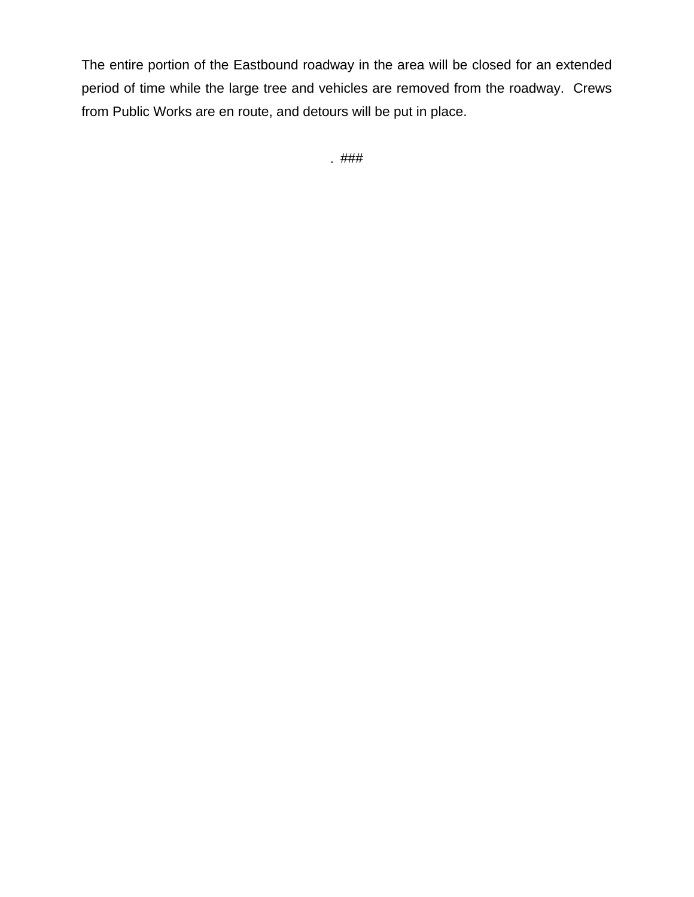The entire portion of the Eastbound roadway in the area will be closed for an extended period of time while the large tree and vehicles are removed from the roadway.  Crews from Public Works are en route, and detours will be put in place.

. ###